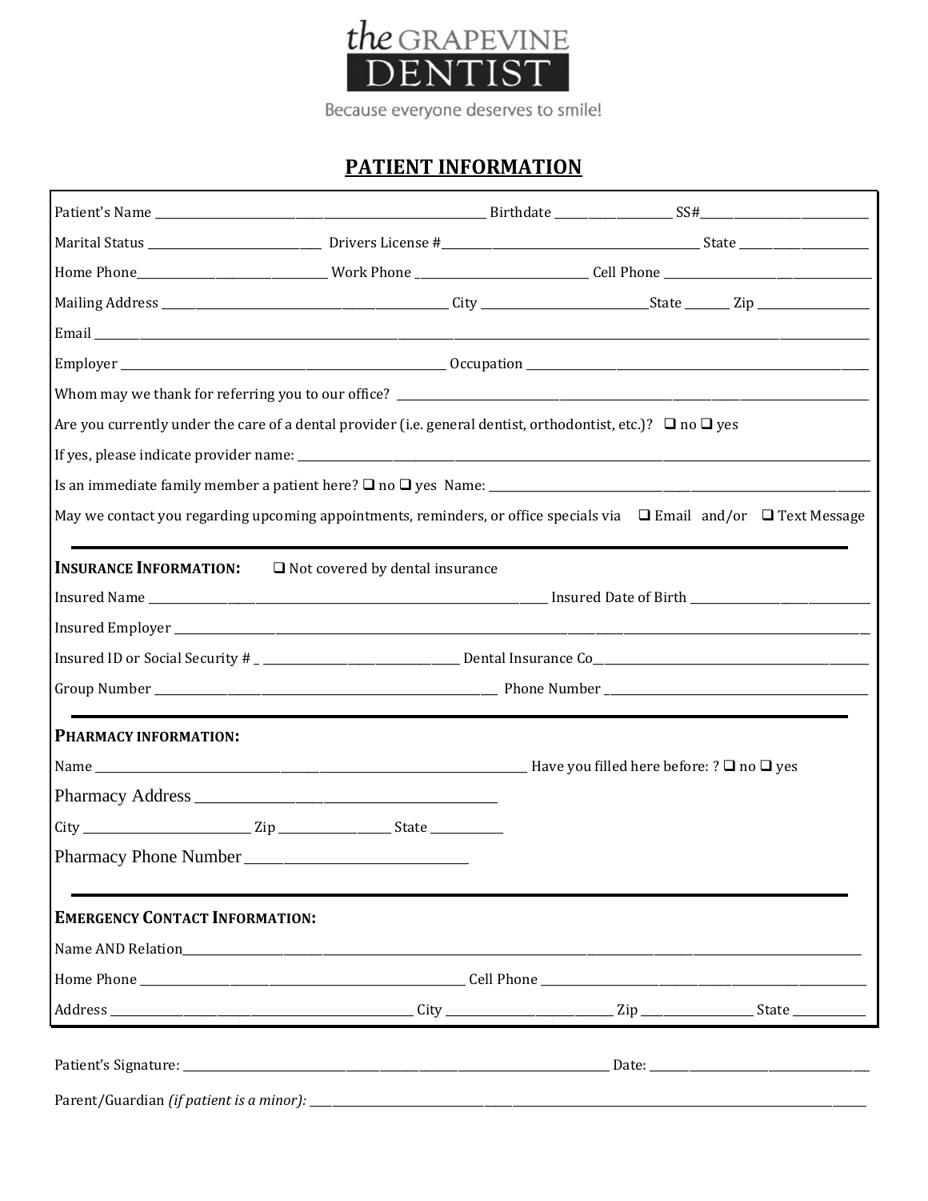the GRAPEVINE DENTIST

Because everyone deserves to smile!

# PATIENT INFORMATION

Patient's Name ____________________ Birthdate __________ SS# __________

Marital Status __________ Drivers License # ____________________ State __________

Home Phone __________ Work Phone __________ Cell Phone __________

Mailing Address ____________________ City __________ State _____ Zip __________

Email ________________________________________

Employer ____________________ Occupation ____________________

Whom may we thank for referring you to our office? ____________________

Are you currently under the care of a dental provider (i.e. general dentist, orthodontist, etc.)? ❑ no ❑ yes

If yes, please indicate provider name: ____________________

Is an immediate family member a patient here? ❑ no ❑ yes Name: ____________________

May we contact you regarding upcoming appointments, reminders, or office specials via ❑ Email and/or ❑ Text Message

---

**INSURANCE INFORMATION:** ❑ Not covered by dental insurance

Insured Name ____________________ Insured Date of Birth __________

Insured Employer ________________________________________

Insured ID or Social Security # ____________________ Dental Insurance Co ____________________

Group Number ____________________ Phone Number ____________________

---

**PHARMACY INFORMATION:**

Name ____________________ Have you filled here before: ? ❑ no ❑ yes

Pharmacy Address ____________________

City __________ Zip __________ State __________

Pharmacy Phone Number ____________________

---

**EMERGENCY CONTACT INFORMATION:**

Name AND Relation ________________________________________

Home Phone ____________________ Cell Phone ____________________

Address ____________________ City __________ Zip __________ State __________

Patient's Signature: ____________________ Date: __________

Parent/Guardian *(if patient is a minor):* ____________________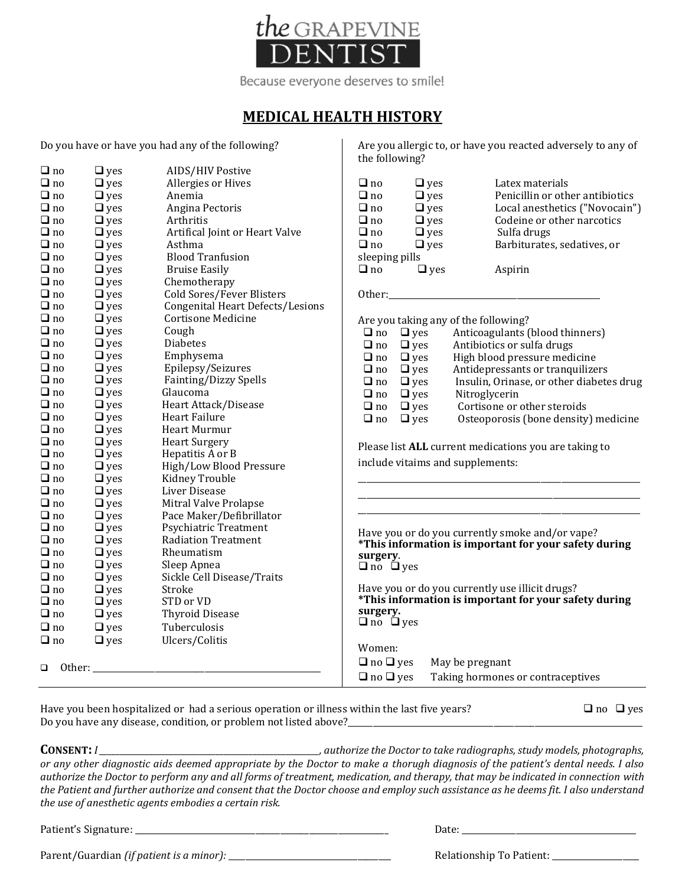the GRAPEVINE DENTIST

Because everyone deserves to smile!

# MEDICAL HEALTH HISTORY

Do you have or have you had any of the following?

- ❑ no ❑ yes AIDS/HIV Postive
- ❑ no ❑ yes Allergies or Hives
- ❑ no ❑ yes Anemia
- ❑ no ❑ yes Angina Pectoris
- ❑ no ❑ yes Arthritis
- ❑ no ❑ yes Artifical Joint or Heart Valve
- ❑ no ❑ yes Asthma
- ❑ no ❑ yes Blood Tranfusion
- ❑ no ❑ yes Bruise Easily
- ❑ no ❑ yes Chemotherapy
- ❑ no ❑ yes Cold Sores/Fever Blisters
- ❑ no ❑ yes Congenital Heart Defects/Lesions
- ❑ no ❑ yes Cortisone Medicine
- ❑ no ❑ yes Cough
- ❑ no ❑ yes Diabetes
- ❑ no ❑ yes Emphysema
- ❑ no ❑ yes Epilepsy/Seizures
- ❑ no ❑ yes Fainting/Dizzy Spells
- ❑ no ❑ yes Glaucoma
- ❑ no ❑ yes Heart Attack/Disease
- ❑ no ❑ yes Heart Failure
- ❑ no ❑ yes Heart Murmur
- ❑ no ❑ yes Heart Surgery
- ❑ no ❑ yes Hepatitis A or B
- ❑ no ❑ yes High/Low Blood Pressure
- ❑ no ❑ yes Kidney Trouble
- ❑ no ❑ yes Liver Disease
- ❑ no ❑ yes Mitral Valve Prolapse
- ❑ no ❑ yes Pace Maker/Defibrillator
- ❑ no ❑ yes Psychiatric Treatment
- ❑ no ❑ yes Radiation Treatment
- ❑ no ❑ yes Rheumatism
- ❑ no ❑ yes Sleep Apnea
- ❑ no ❑ yes Sickle Cell Disease/Traits
- ❑ no ❑ yes Stroke
- ❑ no ❑ yes STD or VD
- ❑ no ❑ yes Thyroid Disease
- ❑ no ❑ yes Tuberculosis
- ❑ no ❑ yes Ulcers/Colitis

❑ Other: ____________________________________________

Are you allergic to, or have you reacted adversely to any of the following?

- ❑ no ❑ yes Latex materials
- ❑ no ❑ yes Penicillin or other antibiotics
- ❑ no ❑ yes Local anesthetics ("Novocain")
- ❑ no ❑ yes Codeine or other narcotics
- ❑ no ❑ yes Sulfa drugs
- ❑ no ❑ yes Barbiturates, sedatives, or sleeping pills
- ❑ no ❑ yes Aspirin

Other:________________________________________

Are you taking any of the following?

- ❑ no ❑ yes Anticoagulants (blood thinners)
- ❑ no ❑ yes Antibiotics or sulfa drugs
- ❑ no ❑ yes High blood pressure medicine
- ❑ no ❑ yes Antidepressants or tranquilizers
- ❑ no ❑ yes Insulin, Orinase, or other diabetes drug
- ❑ no ❑ yes Nitroglycerin
- ❑ no ❑ yes Cortisone or other steroids
- ❑ no ❑ yes Osteoporosis (bone density) medicine

Please list **ALL** current medications you are taking to include vitaims and supplements:

____________________________________________________

____________________________________________________

____________________________________________________

Have you or do you currently smoke and/or vape?
**\*This information is important for your safety during surgery**.
❑ no ❑ yes

Have you or do you currently use illicit drugs?
**\*This information is important for your safety during surgery.**
❑ no ❑ yes

Women:

- ❑ no ❑ yes May be pregnant
- ❑ no ❑ yes Taking hormones or contraceptives

---

Have you been hospitalized or had a serious operation or illness within the last five years? ❑ no ❑ yes

Do you have any disease, condition, or problem not listed above?________________________________________

**CONSENT:** *I ________________________________, authorize the Doctor to take radiographs, study models, photographs, or any other diagnostic aids deemed appropriate by the Doctor to make a thorugh diagnosis of the patient's dental needs. I also authorize the Doctor to perform any and all forms of treatment, medication, and therapy, that may be indicated in connection with the Patient and further authorize and consent that the Doctor choose and employ such assistance as he deems fit. I also understand the use of anesthetic agents embodies a certain risk.*

Patient's Signature: ________________________________ Date: ________________________

Parent/Guardian *(if patient is a minor)*: ________________________ Relationship To Patient: ______________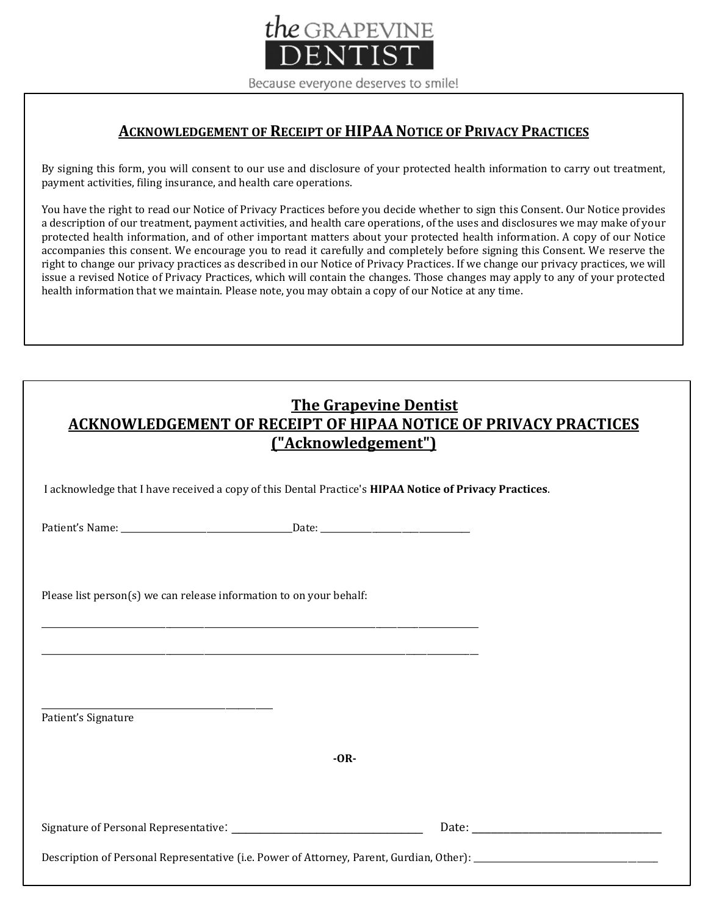**the GRAPEVINE DENTIST**

Because everyone deserves to smile!

## ACKNOWLEDGEMENT OF RECEIPT OF HIPAA NOTICE OF PRIVACY PRACTICES

By signing this form, you will consent to our use and disclosure of your protected health information to carry out treatment, payment activities, filing insurance, and health care operations.

You have the right to read our Notice of Privacy Practices before you decide whether to sign this Consent. Our Notice provides a description of our treatment, payment activities, and health care operations, of the uses and disclosures we may make of your protected health information, and of other important matters about your protected health information. A copy of our Notice accompanies this consent. We encourage you to read it carefully and completely before signing this Consent. We reserve the right to change our privacy practices as described in our Notice of Privacy Practices. If we change our privacy practices, we will issue a revised Notice of Privacy Practices, which will contain the changes. Those changes may apply to any of your protected health information that we maintain. Please note, you may obtain a copy of our Notice at any time.

## The Grapevine Dentist
## ACKNOWLEDGEMENT OF RECEIPT OF HIPAA NOTICE OF PRIVACY PRACTICES ("Acknowledgement")

I acknowledge that I have received a copy of this Dental Practice's **HIPAA Notice of Privacy Practices**.

Patient's Name: ______________________ Date: ____________________

Please list person(s) we can release information to on your behalf:

____________________________________________________________

____________________________________________________________

____________________________
Patient's Signature

**-OR-**

Signature of Personal Representative: ______________________ Date: ______________________

Description of Personal Representative (i.e. Power of Attorney, Parent, Gurdian, Other): ______________________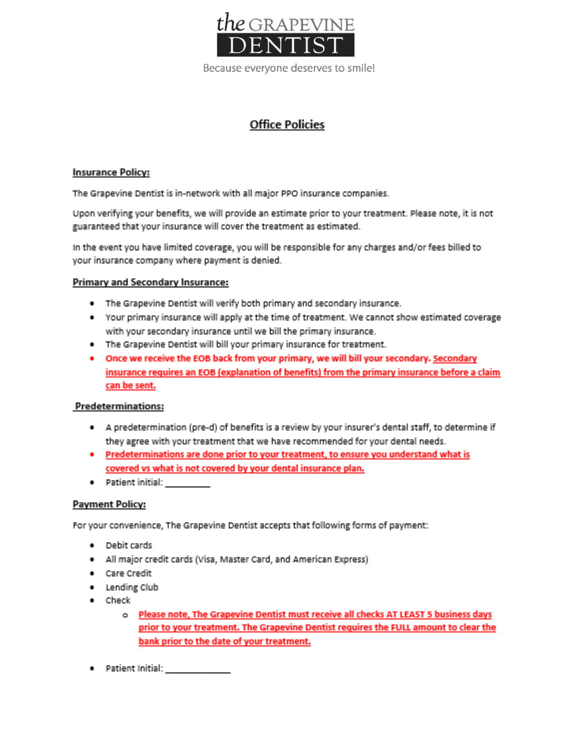the GRAPEVINE DENTIST

Because everyone deserves to smile!

# Office Policies

## Insurance Policy:

The Grapevine Dentist is in-network with all major PPO insurance companies.

Upon verifying your benefits, we will provide an estimate prior to your treatment. Please note, it is not guaranteed that your insurance will cover the treatment as estimated.

In the event you have limited coverage, you will be responsible for any charges and/or fees billed to your insurance company where payment is denied.

## Primary and Secondary Insurance:

- The Grapevine Dentist will verify both primary and secondary insurance.
- Your primary insurance will apply at the time of treatment. We cannot show estimated coverage with your secondary insurance until we bill the primary insurance.
- The Grapevine Dentist will bill your primary insurance for treatment.
- **Once we receive the EOB back from your primary, we will bill your secondary. Secondary insurance requires an EOB (explanation of benefits) from the primary insurance before a claim can be sent.**

## Predeterminations:

- A predetermination (pre-d) of benefits is a review by your insurer's dental staff, to determine if they agree with your treatment that we have recommended for your dental needs.
- **Predeterminations are done prior to your treatment, to ensure you understand what is covered vs what is not covered by your dental insurance plan.**
- Patient initial: __________

## Payment Policy:

For your convenience, The Grapevine Dentist accepts that following forms of payment:

- Debit cards
- All major credit cards (Visa, Master Card, and American Express)
- Care Credit
- Lending Club
- Check
  - **Please note, The Grapevine Dentist must receive all checks AT LEAST 5 business days prior to your treatment. The Grapevine Dentist requires the FULL amount to clear the bank prior to the date of your treatment.**

- Patient Initial: ______________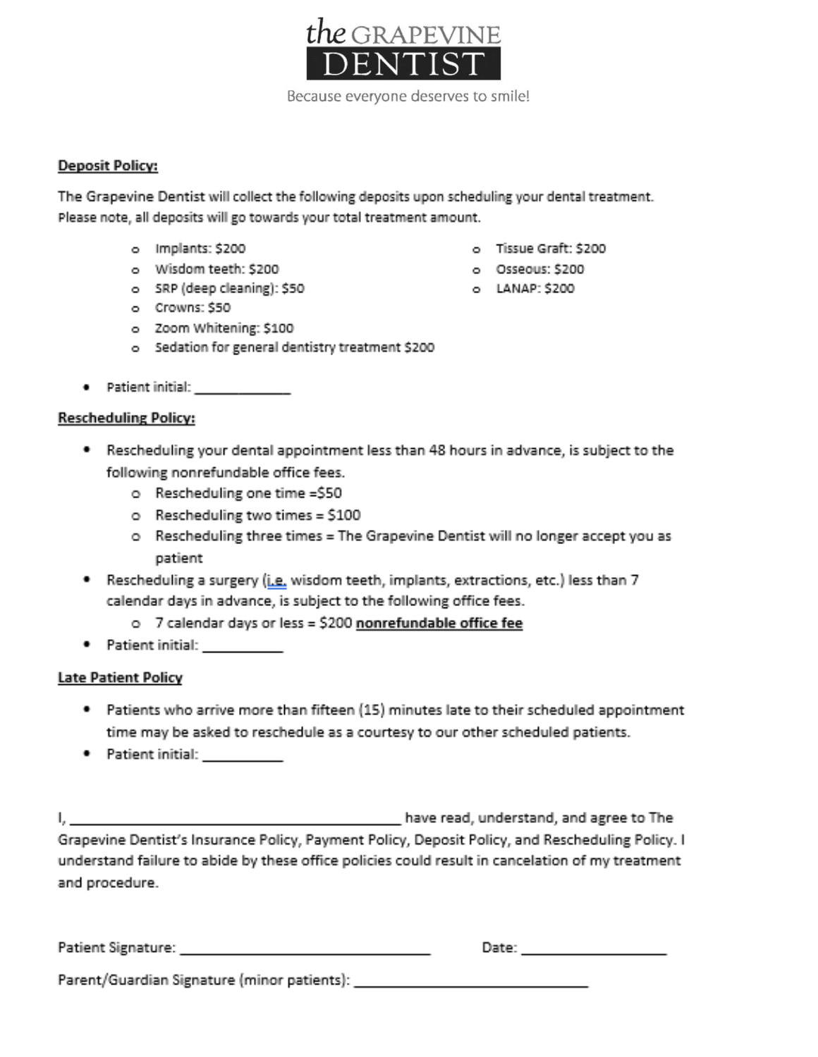# the GRAPEVINE DENTIST

Because everyone deserves to smile!

**Deposit Policy:**

The Grapevine Dentist will collect the following deposits upon scheduling your dental treatment. Please note, all deposits will go towards your total treatment amount.

- Implants: $200
- Wisdom teeth: $200
- SRP (deep cleaning): $50
- Crowns: $50
- Zoom Whitening: $100
- Sedation for general dentistry treatment $200
- Tissue Graft: $200
- Osseous: $200
- LANAP: $200

- Patient initial: _____________

**Rescheduling Policy:**

- Rescheduling your dental appointment less than 48 hours in advance, is subject to the following nonrefundable office fees.
  - Rescheduling one time =$50
  - Rescheduling two times = $100
  - Rescheduling three times = The Grapevine Dentist will no longer accept you as patient
- Rescheduling a surgery (i.e. wisdom teeth, implants, extractions, etc.) less than 7 calendar days in advance, is subject to the following office fees.
  - 7 calendar days or less = $200 **nonrefundable office fee**
- Patient initial: __________

**Late Patient Policy**

- Patients who arrive more than fifteen (15) minutes late to their scheduled appointment time may be asked to reschedule as a courtesy to our other scheduled patients.
- Patient initial: __________

I, ___________________________________________ have read, understand, and agree to The Grapevine Dentist's Insurance Policy, Payment Policy, Deposit Policy, and Rescheduling Policy. I understand failure to abide by these office policies could result in cancelation of my treatment and procedure.

Patient Signature: ________________________________ Date: ___________________

Parent/Guardian Signature (minor patients): ______________________________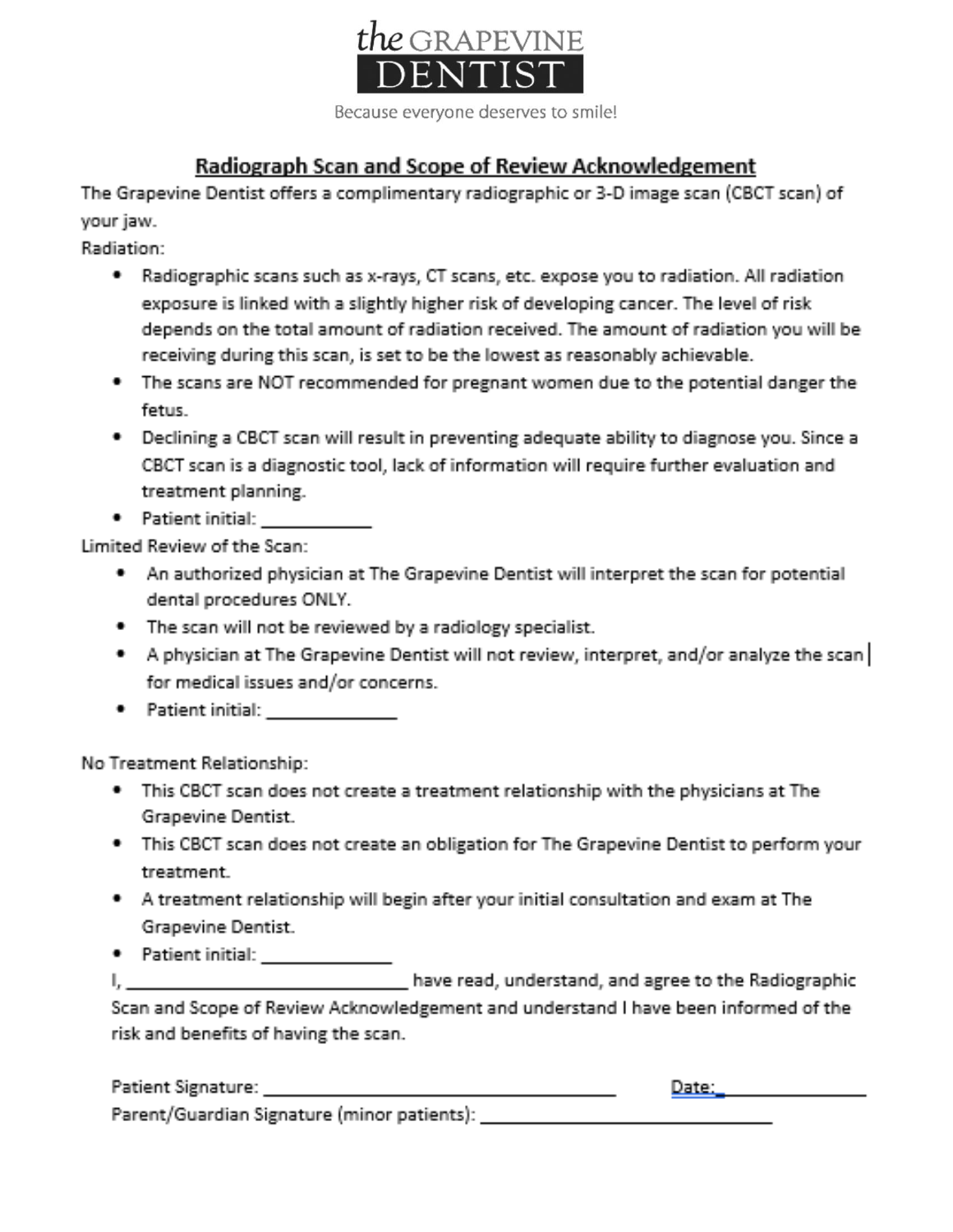the GRAPEVINE
DENTIST

Because everyone deserves to smile!

## Radiograph Scan and Scope of Review Acknowledgement

The Grapevine Dentist offers a complimentary radiographic or 3-D image scan (CBCT scan) of your jaw.

Radiation:

- Radiographic scans such as x-rays, CT scans, etc. expose you to radiation. All radiation exposure is linked with a slightly higher risk of developing cancer. The level of risk depends on the total amount of radiation received. The amount of radiation you will be receiving during this scan, is set to be the lowest as reasonably achievable.
- The scans are NOT recommended for pregnant women due to the potential danger the fetus.
- Declining a CBCT scan will result in preventing adequate ability to diagnose you. Since a CBCT scan is a diagnostic tool, lack of information will require further evaluation and treatment planning.
- Patient initial: ___________

Limited Review of the Scan:

- An authorized physician at The Grapevine Dentist will interpret the scan for potential dental procedures ONLY.
- The scan will not be reviewed by a radiology specialist.
- A physician at The Grapevine Dentist will not review, interpret, and/or analyze the scan for medical issues and/or concerns.
- Patient initial: _____________

No Treatment Relationship:

- This CBCT scan does not create a treatment relationship with the physicians at The Grapevine Dentist.
- This CBCT scan does not create an obligation for The Grapevine Dentist to perform your treatment.
- A treatment relationship will begin after your initial consultation and exam at The Grapevine Dentist.
- Patient initial: _____________

I, ____________________________ have read, understand, and agree to the Radiographic Scan and Scope of Review Acknowledgement and understand I have been informed of the risk and benefits of having the scan.

Patient Signature: ___________________________________ Date: _______________

Parent/Guardian Signature (minor patients): ____________________________